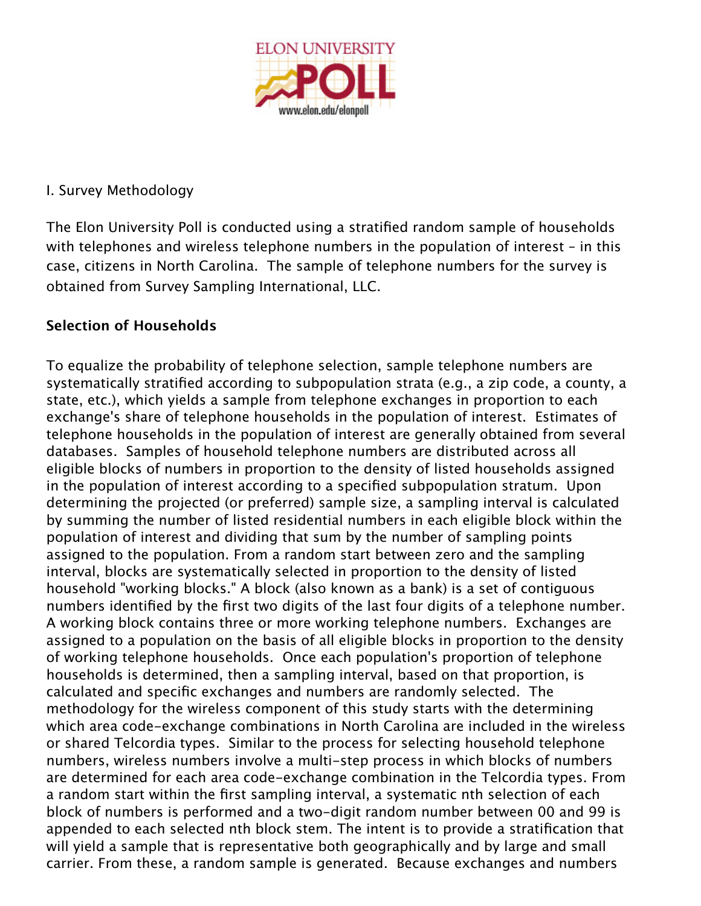I. Survey Methodology

The Elon University Poll is conducted using a stratified random sample of households with telephones and wireless telephone numbers in the population of interest – in this case, citizens in North Carolina. The sample of telephone numbers for the survey is obtained from Survey Sampling International, LLC.

**Selection of Households**

To equalize the probability of telephone selection, sample telephone numbers are systematically stratified according to subpopulation strata (e.g., a zip code, a county, a state, etc.), which yields a sample from telephone exchanges in proportion to each exchange's share of telephone households in the population of interest. Estimates of telephone households in the population of interest are generally obtained from several databases. Samples of household telephone numbers are distributed across all eligible blocks of numbers in proportion to the density of listed households assigned in the population of interest according to a specified subpopulation stratum. Upon determining the projected (or preferred) sample size, a sampling interval is calculated by summing the number of listed residential numbers in each eligible block within the population of interest and dividing that sum by the number of sampling points assigned to the population. From a random start between zero and the sampling interval, blocks are systematically selected in proportion to the density of listed household "working blocks." A block (also known as a bank) is a set of contiguous numbers identified by the first two digits of the last four digits of a telephone number. A working block contains three or more working telephone numbers. Exchanges are assigned to a population on the basis of all eligible blocks in proportion to the density of working telephone households. Once each population's proportion of telephone households is determined, then a sampling interval, based on that proportion, is calculated and specific exchanges and numbers are randomly selected. The methodology for the wireless component of this study starts with the determining which area code-exchange combinations in North Carolina are included in the wireless or shared Telcordia types. Similar to the process for selecting household telephone numbers, wireless numbers involve a multi-step process in which blocks of numbers are determined for each area code-exchange combination in the Telcordia types. From a random start within the first sampling interval, a systematic nth selection of each block of numbers is performed and a two-digit random number between 00 and 99 is appended to each selected nth block stem. The intent is to provide a stratification that will yield a sample that is representative both geographically and by large and small carrier. From these, a random sample is generated. Because exchanges and numbers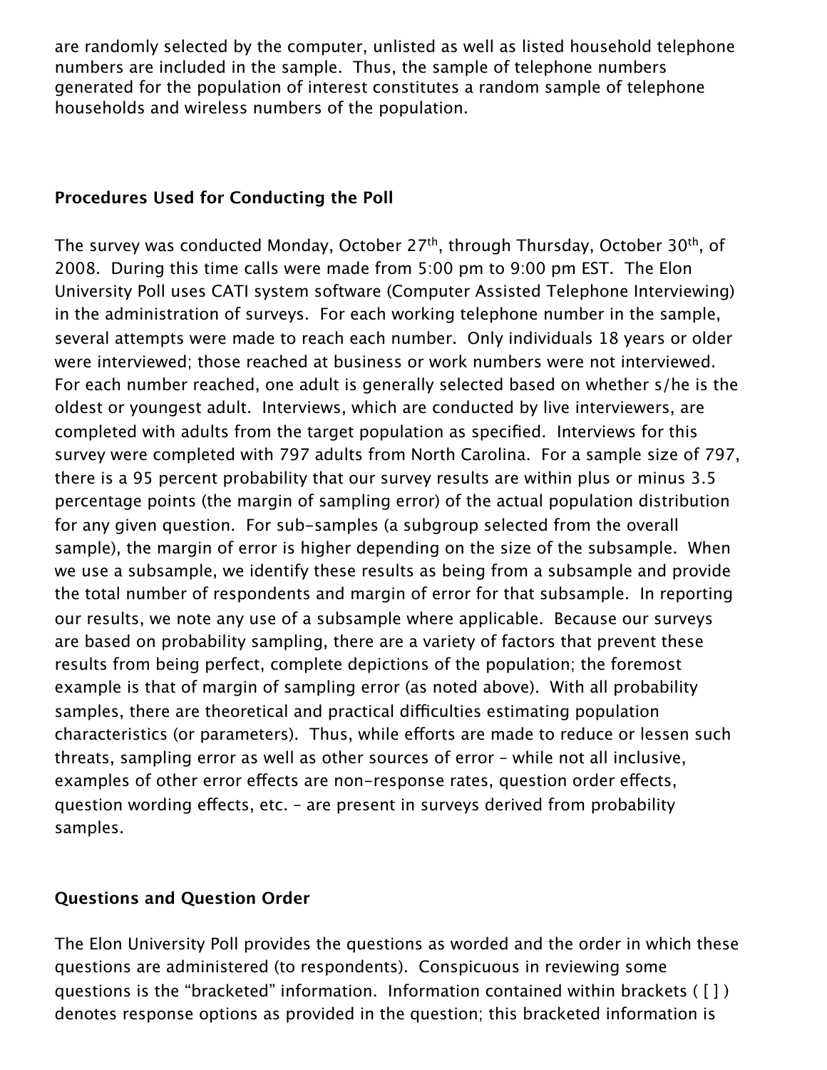are randomly selected by the computer, unlisted as well as listed household telephone numbers are included in the sample. Thus, the sample of telephone numbers generated for the population of interest constitutes a random sample of telephone households and wireless numbers of the population.

### Procedures Used for Conducting the Poll

The survey was conducted Monday, October 27th, through Thursday, October 30th, of 2008. During this time calls were made from 5:00 pm to 9:00 pm EST. The Elon University Poll uses CATI system software (Computer Assisted Telephone Interviewing) in the administration of surveys. For each working telephone number in the sample, several attempts were made to reach each number. Only individuals 18 years or older were interviewed; those reached at business or work numbers were not interviewed. For each number reached, one adult is generally selected based on whether s/he is the oldest or youngest adult. Interviews, which are conducted by live interviewers, are completed with adults from the target population as specified. Interviews for this survey were completed with 797 adults from North Carolina. For a sample size of 797, there is a 95 percent probability that our survey results are within plus or minus 3.5 percentage points (the margin of sampling error) of the actual population distribution for any given question. For sub-samples (a subgroup selected from the overall sample), the margin of error is higher depending on the size of the subsample. When we use a subsample, we identify these results as being from a subsample and provide the total number of respondents and margin of error for that subsample. In reporting our results, we note any use of a subsample where applicable. Because our surveys are based on probability sampling, there are a variety of factors that prevent these results from being perfect, complete depictions of the population; the foremost example is that of margin of sampling error (as noted above). With all probability samples, there are theoretical and practical difficulties estimating population characteristics (or parameters). Thus, while efforts are made to reduce or lessen such threats, sampling error as well as other sources of error – while not all inclusive, examples of other error effects are non-response rates, question order effects, question wording effects, etc. – are present in surveys derived from probability samples.

### Questions and Question Order

The Elon University Poll provides the questions as worded and the order in which these questions are administered (to respondents). Conspicuous in reviewing some questions is the "bracketed" information. Information contained within brackets ( [ ] ) denotes response options as provided in the question; this bracketed information is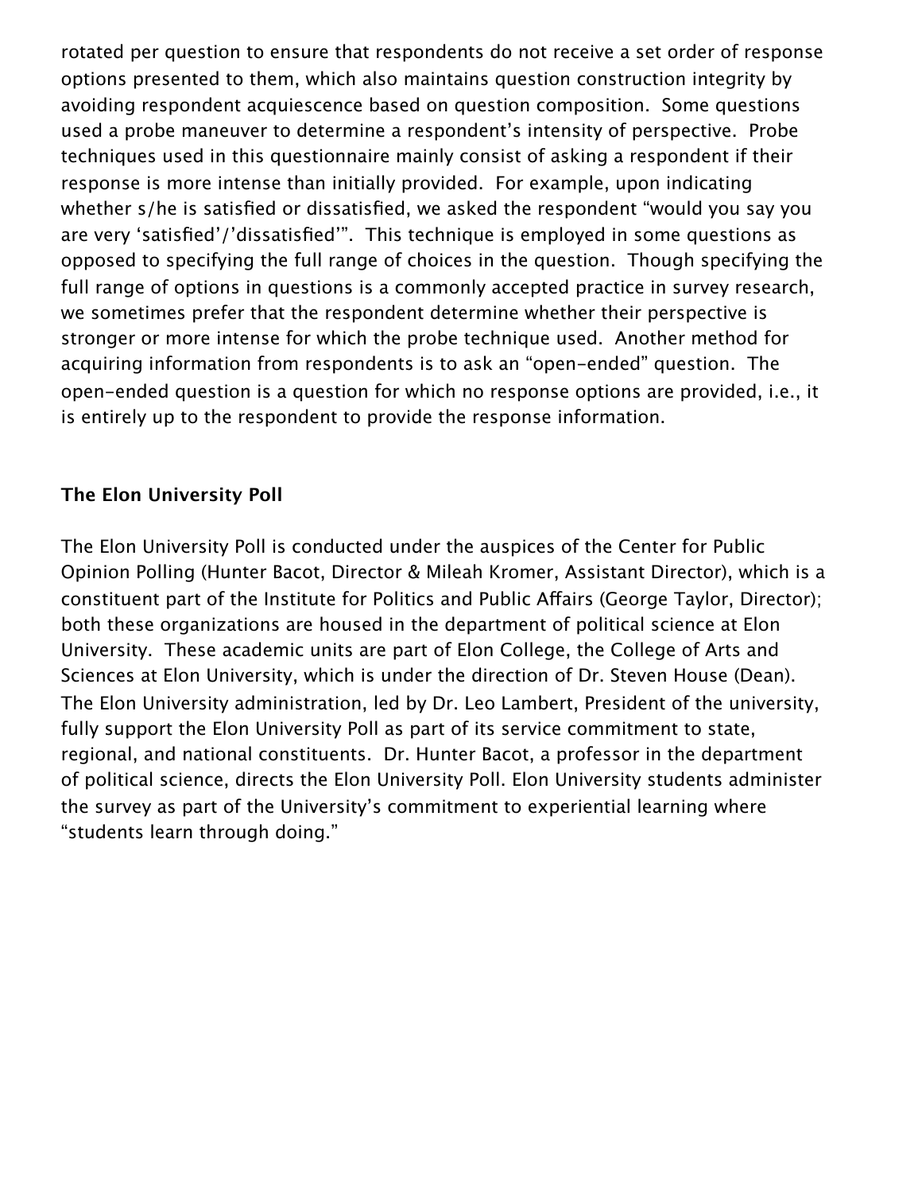rotated per question to ensure that respondents do not receive a set order of response options presented to them, which also maintains question construction integrity by avoiding respondent acquiescence based on question composition. Some questions used a probe maneuver to determine a respondent's intensity of perspective. Probe techniques used in this questionnaire mainly consist of asking a respondent if their response is more intense than initially provided. For example, upon indicating whether s/he is satisfied or dissatisfied, we asked the respondent "would you say you are very 'satisfied'/'dissatisfied'". This technique is employed in some questions as opposed to specifying the full range of choices in the question. Though specifying the full range of options in questions is a commonly accepted practice in survey research, we sometimes prefer that the respondent determine whether their perspective is stronger or more intense for which the probe technique used. Another method for acquiring information from respondents is to ask an "open-ended" question. The open-ended question is a question for which no response options are provided, i.e., it is entirely up to the respondent to provide the response information.

**The Elon University Poll**

The Elon University Poll is conducted under the auspices of the Center for Public Opinion Polling (Hunter Bacot, Director & Mileah Kromer, Assistant Director), which is a constituent part of the Institute for Politics and Public Affairs (George Taylor, Director); both these organizations are housed in the department of political science at Elon University. These academic units are part of Elon College, the College of Arts and Sciences at Elon University, which is under the direction of Dr. Steven House (Dean). The Elon University administration, led by Dr. Leo Lambert, President of the university, fully support the Elon University Poll as part of its service commitment to state, regional, and national constituents. Dr. Hunter Bacot, a professor in the department of political science, directs the Elon University Poll. Elon University students administer the survey as part of the University's commitment to experiential learning where "students learn through doing."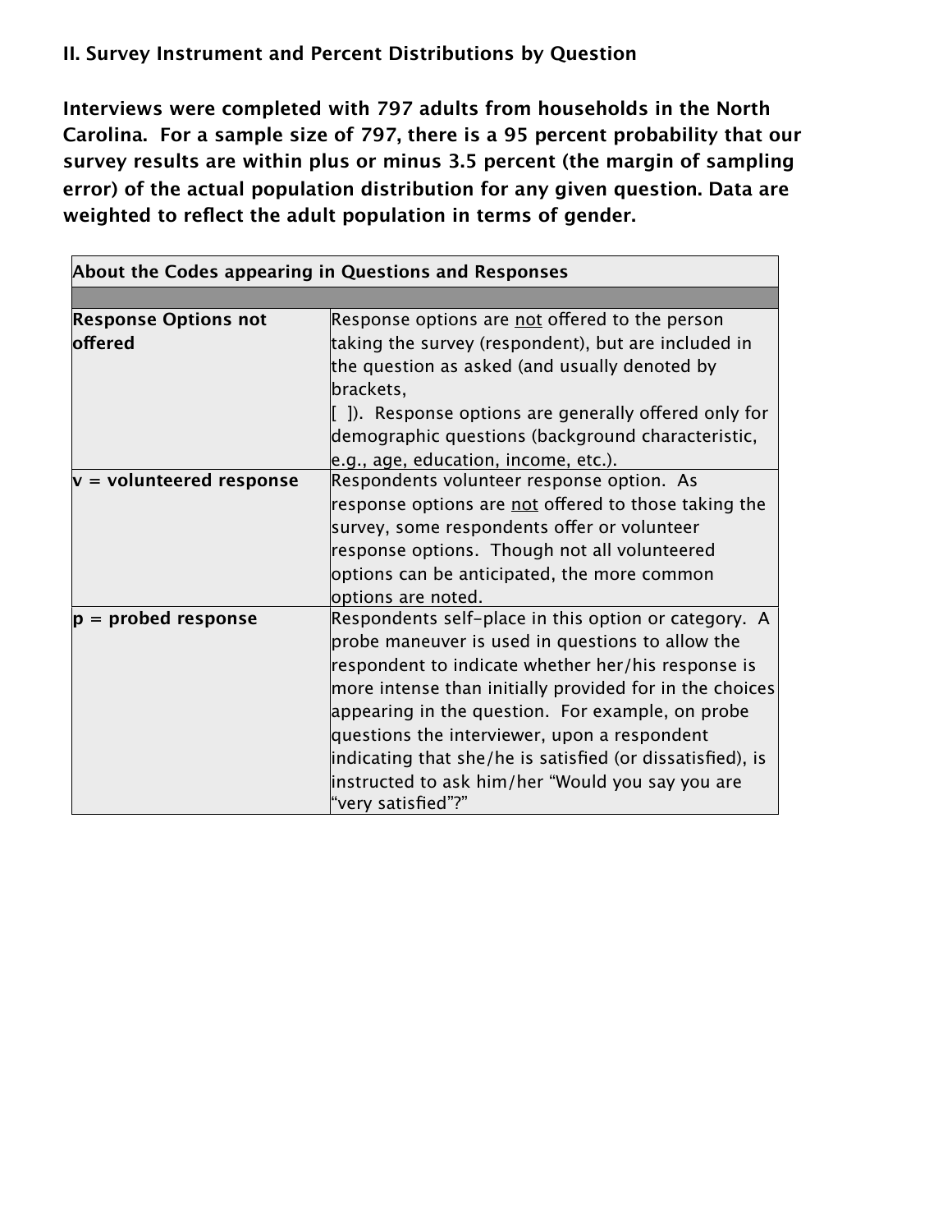## II. Survey Instrument and Percent Distributions by Question

**Interviews were completed with 797 adults from households in the North Carolina. For a sample size of 797, there is a 95 percent probability that our survey results are within plus or minus 3.5 percent (the margin of sampling error) of the actual population distribution for any given question. Data are weighted to reflect the adult population in terms of gender.**

| **About the Codes appearing in Questions and Responses** | |
|---|---|
| | |
| **Response Options not offered** | Response options are <u>not</u> offered to the person taking the survey (respondent), but are included in the question as asked (and usually denoted by brackets, [ ]). Response options are generally offered only for demographic questions (background characteristic, e.g., age, education, income, etc.). |
| **v = volunteered response** | Respondents volunteer response option. As response options are <u>not</u> offered to those taking the survey, some respondents offer or volunteer response options. Though not all volunteered options can be anticipated, the more common options are noted. |
| **p = probed response** | Respondents self-place in this option or category. A probe maneuver is used in questions to allow the respondent to indicate whether her/his response is more intense than initially provided for in the choices appearing in the question. For example, on probe questions the interviewer, upon a respondent indicating that she/he is satisfied (or dissatisfied), is instructed to ask him/her "Would you say you are "very satisfied"?" |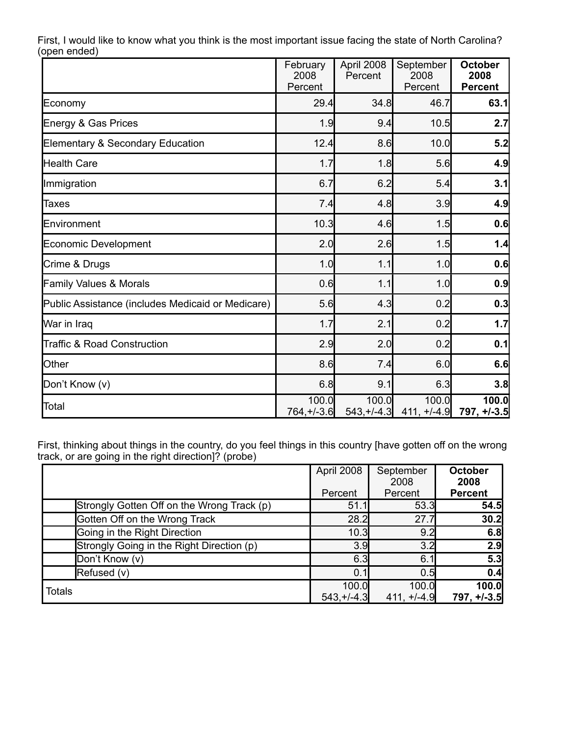First, I would like to know what you think is the most important issue facing the state of North Carolina? (open ended)

| | February 2008 Percent | April 2008 Percent | September 2008 Percent | **October 2008 Percent** |
|---|---|---|---|---|
| Economy | 29.4 | 34.8 | 46.7 | **63.1** |
| Energy & Gas Prices | 1.9 | 9.4 | 10.5 | **2.7** |
| Elementary & Secondary Education | 12.4 | 8.6 | 10.0 | **5.2** |
| Health Care | 1.7 | 1.8 | 5.6 | **4.9** |
| Immigration | 6.7 | 6.2 | 5.4 | **3.1** |
| Taxes | 7.4 | 4.8 | 3.9 | **4.9** |
| Environment | 10.3 | 4.6 | 1.5 | **0.6** |
| Economic Development | 2.0 | 2.6 | 1.5 | **1.4** |
| Crime & Drugs | 1.0 | 1.1 | 1.0 | **0.6** |
| Family Values & Morals | 0.6 | 1.1 | 1.0 | **0.9** |
| Public Assistance (includes Medicaid or Medicare) | 5.6 | 4.3 | 0.2 | **0.3** |
| War in Iraq | 1.7 | 2.1 | 0.2 | **1.7** |
| Traffic & Road Construction | 2.9 | 2.0 | 0.2 | **0.1** |
| Other | 8.6 | 7.4 | 6.0 | **6.6** |
| Don't Know (v) | 6.8 | 9.1 | 6.3 | **3.8** |
| Total | 100.0 764,+/-3.6 | 100.0 543,+/-4.3 | 100.0 411, +/-4.9 | **100.0 797, +/-3.5** |

First, thinking about things in the country, do you feel things in this country [have gotten off on the wrong track, or are going in the right direction]? (probe)

| | April 2008 Percent | September 2008 Percent | **October 2008 Percent** |
|---|---|---|---|
| Strongly Gotten Off on the Wrong Track (p) | 51.1 | 53.3 | **54.5** |
| Gotten Off on the Wrong Track | 28.2 | 27.7 | **30.2** |
| Going in the Right Direction | 10.3 | 9.2 | **6.8** |
| Strongly Going in the Right Direction (p) | 3.9 | 3.2 | **2.9** |
| Don't Know (v) | 6.3 | 6.1 | **5.3** |
| Refused (v) | 0.1 | 0.5 | **0.4** |
| Totals | 100.0 543,+/-4.3 | 100.0 411, +/-4.9 | **100.0 797, +/-3.5** |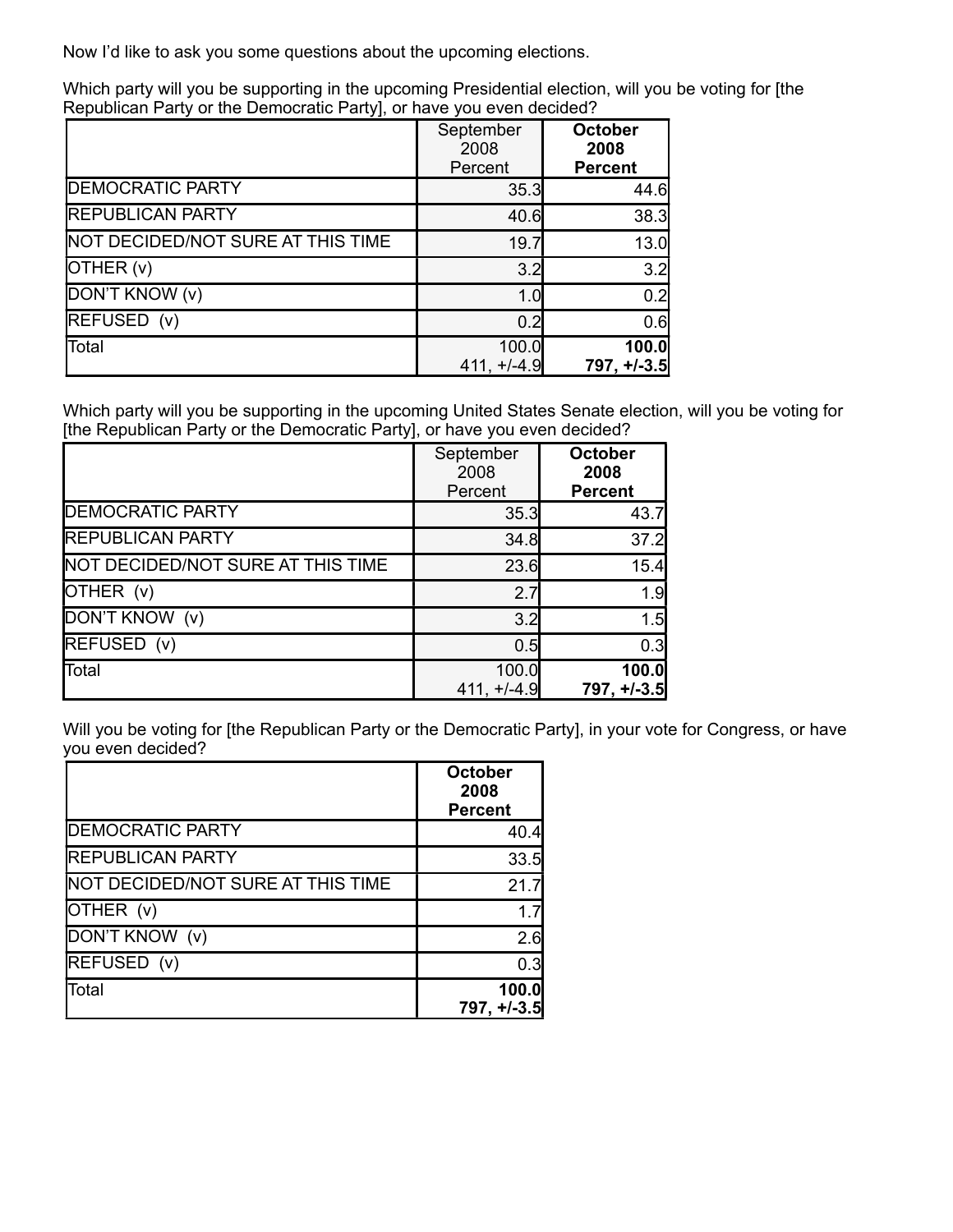Now I'd like to ask you some questions about the upcoming elections.

Which party will you be supporting in the upcoming Presidential election, will you be voting for [the Republican Party or the Democratic Party], or have you even decided?

| | September 2008 Percent | **October 2008 Percent** |
|---|---|---|
| DEMOCRATIC PARTY | 35.3 | 44.6 |
| REPUBLICAN PARTY | 40.6 | 38.3 |
| NOT DECIDED/NOT SURE AT THIS TIME | 19.7 | 13.0 |
| OTHER (v) | 3.2 | 3.2 |
| DON'T KNOW (v) | 1.0 | 0.2 |
| REFUSED (v) | 0.2 | 0.6 |
| Total | 100.0<br>411, +/-4.9 | **100.0**<br>**797, +/-3.5** |

Which party will you be supporting in the upcoming United States Senate election, will you be voting for [the Republican Party or the Democratic Party], or have you even decided?

| | September 2008 Percent | **October 2008 Percent** |
|---|---|---|
| DEMOCRATIC PARTY | 35.3 | 43.7 |
| REPUBLICAN PARTY | 34.8 | 37.2 |
| NOT DECIDED/NOT SURE AT THIS TIME | 23.6 | 15.4 |
| OTHER (v) | 2.7 | 1.9 |
| DON'T KNOW (v) | 3.2 | 1.5 |
| REFUSED (v) | 0.5 | 0.3 |
| Total | 100.0<br>411, +/-4.9 | **100.0**<br>**797, +/-3.5** |

Will you be voting for [the Republican Party or the Democratic Party], in your vote for Congress, or have you even decided?

| | **October 2008 Percent** |
|---|---|
| DEMOCRATIC PARTY | 40.4 |
| REPUBLICAN PARTY | 33.5 |
| NOT DECIDED/NOT SURE AT THIS TIME | 21.7 |
| OTHER (v) | 1.7 |
| DON'T KNOW (v) | 2.6 |
| REFUSED (v) | 0.3 |
| Total | **100.0**<br>**797, +/-3.5** |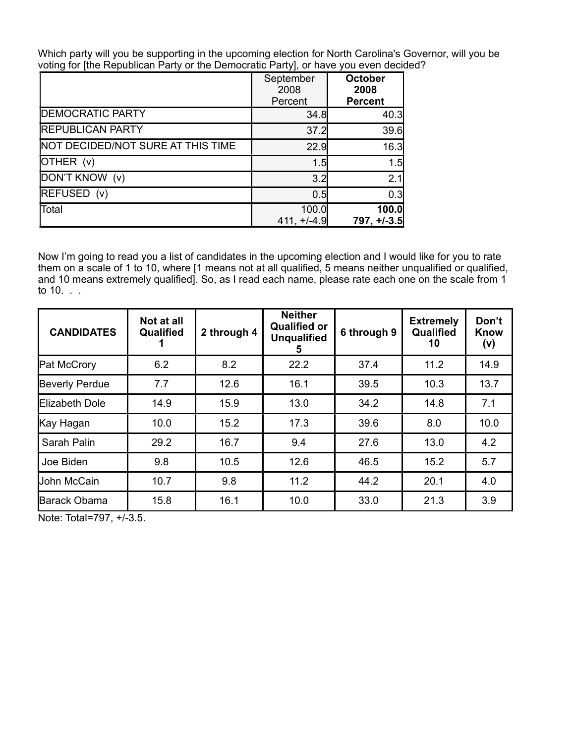Which party will you be supporting in the upcoming election for North Carolina's Governor, will you be voting for [the Republican Party or the Democratic Party], or have you even decided?

| | September 2008 Percent | **October 2008 Percent** |
|---|---|---|
| DEMOCRATIC PARTY | 34.8 | 40.3 |
| REPUBLICAN PARTY | 37.2 | 39.6 |
| NOT DECIDED/NOT SURE AT THIS TIME | 22.9 | 16.3 |
| OTHER (v) | 1.5 | 1.5 |
| DON'T KNOW (v) | 3.2 | 2.1 |
| REFUSED (v) | 0.5 | 0.3 |
| Total | 100.0<br>411, +/-4.9 | **100.0**<br>**797, +/-3.5** |

Now I'm going to read you a list of candidates in the upcoming election and I would like for you to rate them on a scale of 1 to 10, where [1 means not at all qualified, 5 means neither unqualified or qualified, and 10 means extremely qualified]. So, as I read each name, please rate each one on the scale from 1 to 10. . .

| **CANDIDATES** | **Not at all Qualified 1** | **2 through 4** | **Neither Qualified or Unqualified 5** | **6 through 9** | **Extremely Qualified 10** | **Don't Know (v)** |
|---|---|---|---|---|---|---|
| Pat McCrory | 6.2 | 8.2 | 22.2 | 37.4 | 11.2 | 14.9 |
| Beverly Perdue | 7.7 | 12.6 | 16.1 | 39.5 | 10.3 | 13.7 |
| Elizabeth Dole | 14.9 | 15.9 | 13.0 | 34.2 | 14.8 | 7.1 |
| Kay Hagan | 10.0 | 15.2 | 17.3 | 39.6 | 8.0 | 10.0 |
| Sarah Palin | 29.2 | 16.7 | 9.4 | 27.6 | 13.0 | 4.2 |
| Joe Biden | 9.8 | 10.5 | 12.6 | 46.5 | 15.2 | 5.7 |
| John McCain | 10.7 | 9.8 | 11.2 | 44.2 | 20.1 | 4.0 |
| Barack Obama | 15.8 | 16.1 | 10.0 | 33.0 | 21.3 | 3.9 |

Note: Total=797, +/-3.5.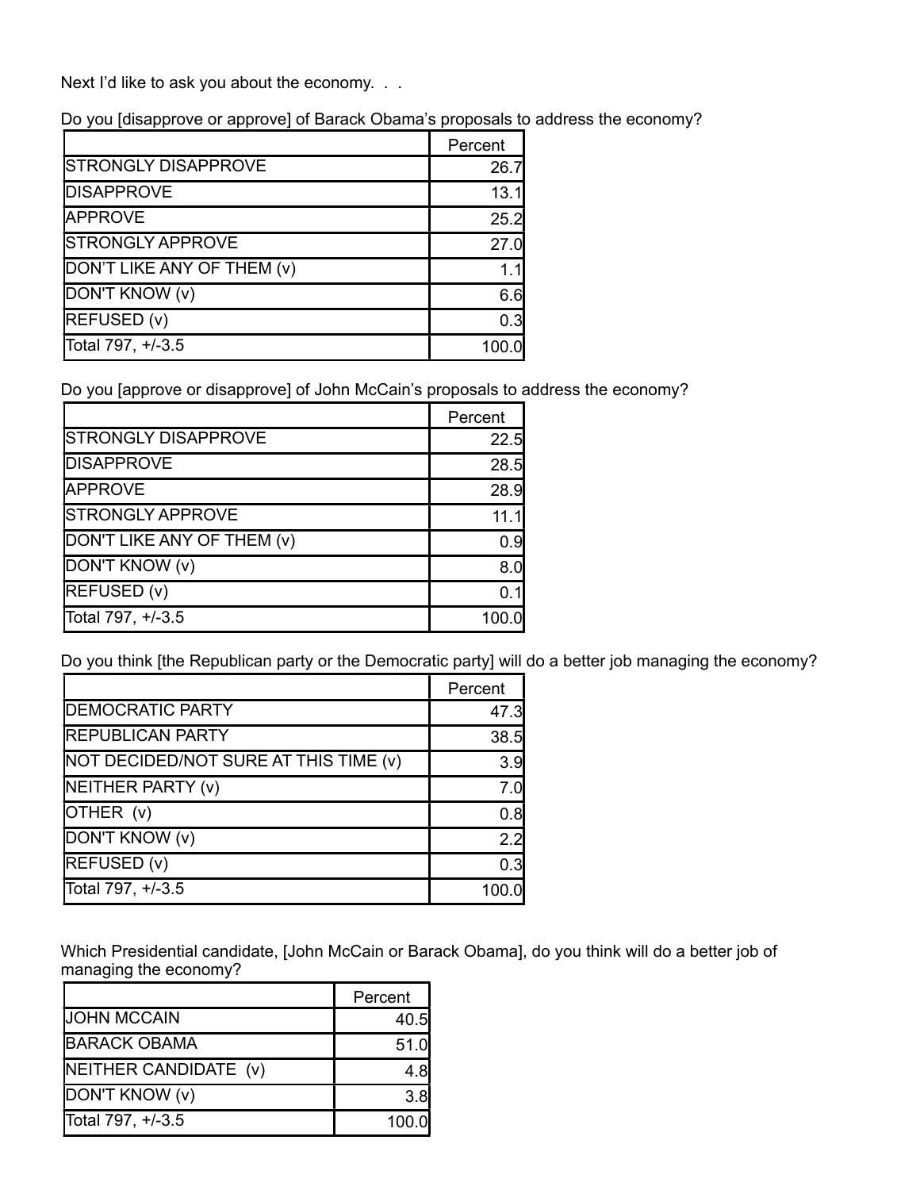Next I'd like to ask you about the economy. . .

Do you [disapprove or approve] of Barack Obama's proposals to address the economy?

| | Percent |
|---|---|
| STRONGLY DISAPPROVE | 26.7 |
| DISAPPROVE | 13.1 |
| APPROVE | 25.2 |
| STRONGLY APPROVE | 27.0 |
| DON'T LIKE ANY OF THEM (v) | 1.1 |
| DON'T KNOW (v) | 6.6 |
| REFUSED (v) | 0.3 |
| Total 797, +/-3.5 | 100.0 |

Do you [approve or disapprove] of John McCain's proposals to address the economy?

| | Percent |
|---|---|
| STRONGLY DISAPPROVE | 22.5 |
| DISAPPROVE | 28.5 |
| APPROVE | 28.9 |
| STRONGLY APPROVE | 11.1 |
| DON'T LIKE ANY OF THEM (v) | 0.9 |
| DON'T KNOW (v) | 8.0 |
| REFUSED (v) | 0.1 |
| Total 797, +/-3.5 | 100.0 |

Do you think [the Republican party or the Democratic party] will do a better job managing the economy?

| | Percent |
|---|---|
| DEMOCRATIC PARTY | 47.3 |
| REPUBLICAN PARTY | 38.5 |
| NOT DECIDED/NOT SURE AT THIS TIME (v) | 3.9 |
| NEITHER PARTY (v) | 7.0 |
| OTHER (v) | 0.8 |
| DON'T KNOW (v) | 2.2 |
| REFUSED (v) | 0.3 |
| Total 797, +/-3.5 | 100.0 |

Which Presidential candidate, [John McCain or Barack Obama], do you think will do a better job of managing the economy?

| | Percent |
|---|---|
| JOHN MCCAIN | 40.5 |
| BARACK OBAMA | 51.0 |
| NEITHER CANDIDATE (v) | 4.8 |
| DON'T KNOW (v) | 3.8 |
| Total 797, +/-3.5 | 100.0 |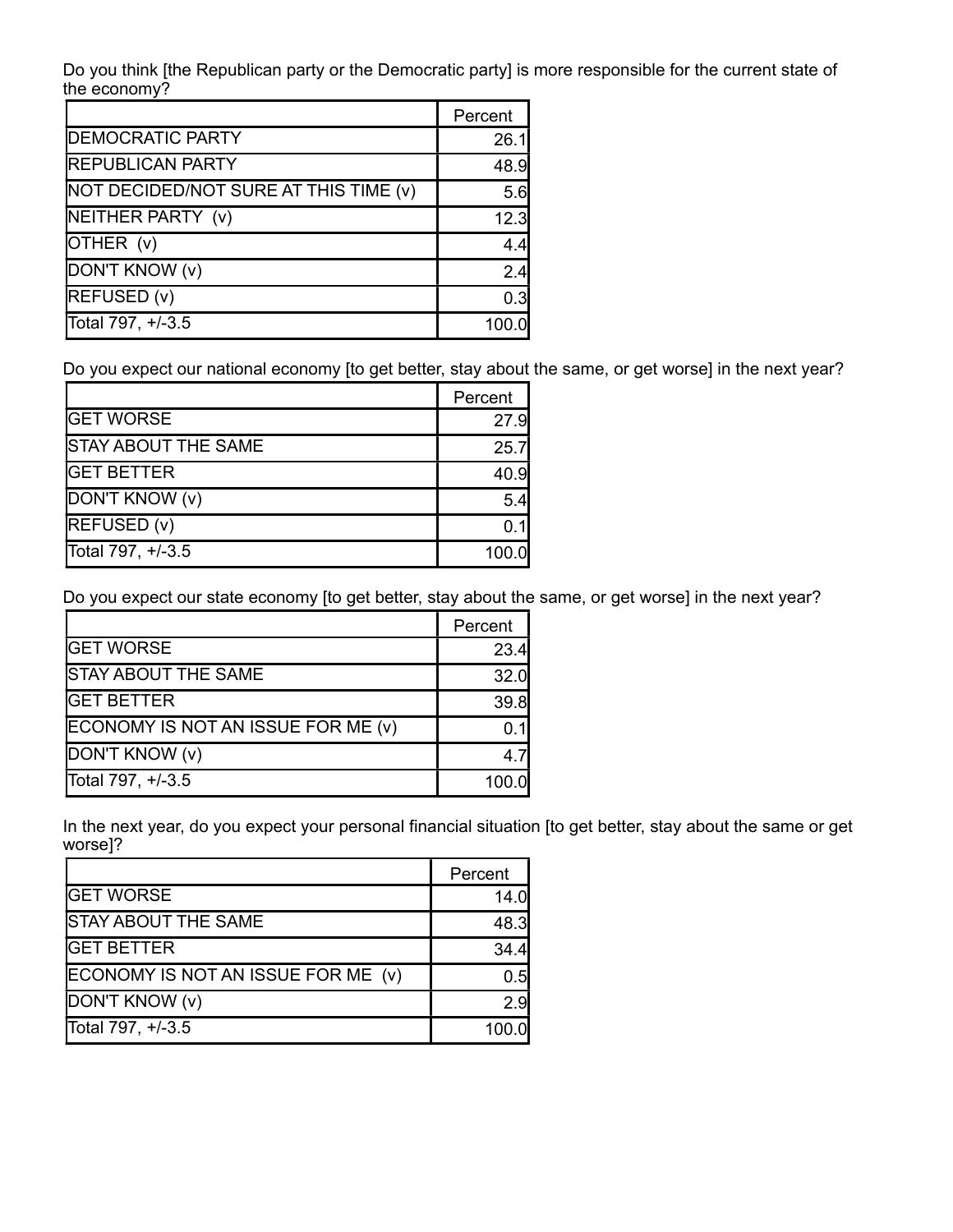Do you think [the Republican party or the Democratic party] is more responsible for the current state of the economy?

| | Percent |
|---|---|
| DEMOCRATIC PARTY | 26.1 |
| REPUBLICAN PARTY | 48.9 |
| NOT DECIDED/NOT SURE AT THIS TIME (v) | 5.6 |
| NEITHER PARTY (v) | 12.3 |
| OTHER (v) | 4.4 |
| DON'T KNOW (v) | 2.4 |
| REFUSED (v) | 0.3 |
| Total 797, +/-3.5 | 100.0 |

Do you expect our national economy [to get better, stay about the same, or get worse] in the next year?

| | Percent |
|---|---|
| GET WORSE | 27.9 |
| STAY ABOUT THE SAME | 25.7 |
| GET BETTER | 40.9 |
| DON'T KNOW (v) | 5.4 |
| REFUSED (v) | 0.1 |
| Total 797, +/-3.5 | 100.0 |

Do you expect our state economy [to get better, stay about the same, or get worse] in the next year?

| | Percent |
|---|---|
| GET WORSE | 23.4 |
| STAY ABOUT THE SAME | 32.0 |
| GET BETTER | 39.8 |
| ECONOMY IS NOT AN ISSUE FOR ME (v) | 0.1 |
| DON'T KNOW (v) | 4.7 |
| Total 797, +/-3.5 | 100.0 |

In the next year, do you expect your personal financial situation [to get better, stay about the same or get worse]?

| | Percent |
|---|---|
| GET WORSE | 14.0 |
| STAY ABOUT THE SAME | 48.3 |
| GET BETTER | 34.4 |
| ECONOMY IS NOT AN ISSUE FOR ME (v) | 0.5 |
| DON'T KNOW (v) | 2.9 |
| Total 797, +/-3.5 | 100.0 |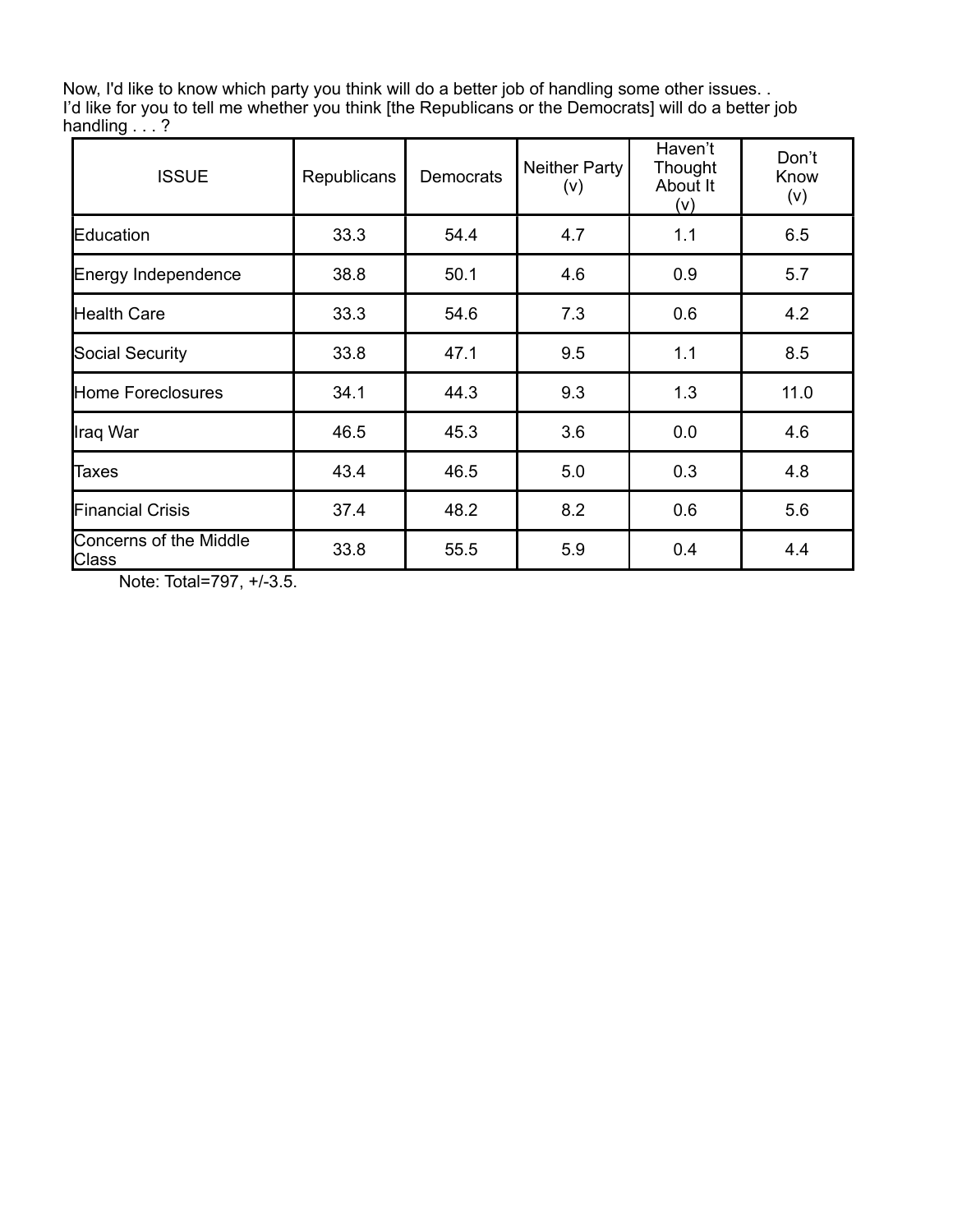Now, I'd like to know which party you think will do a better job of handling some other issues. . I'd like for you to tell me whether you think [the Republicans or the Democrats] will do a better job handling . . . ?

| ISSUE | Republicans | Democrats | Neither Party (v) | Haven't Thought About It (v) | Don't Know (v) |
|---|---|---|---|---|---|
| Education | 33.3 | 54.4 | 4.7 | 1.1 | 6.5 |
| Energy Independence | 38.8 | 50.1 | 4.6 | 0.9 | 5.7 |
| Health Care | 33.3 | 54.6 | 7.3 | 0.6 | 4.2 |
| Social Security | 33.8 | 47.1 | 9.5 | 1.1 | 8.5 |
| Home Foreclosures | 34.1 | 44.3 | 9.3 | 1.3 | 11.0 |
| Iraq War | 46.5 | 45.3 | 3.6 | 0.0 | 4.6 |
| Taxes | 43.4 | 46.5 | 5.0 | 0.3 | 4.8 |
| Financial Crisis | 37.4 | 48.2 | 8.2 | 0.6 | 5.6 |
| Concerns of the Middle Class | 33.8 | 55.5 | 5.9 | 0.4 | 4.4 |

Note: Total=797, +/-3.5.